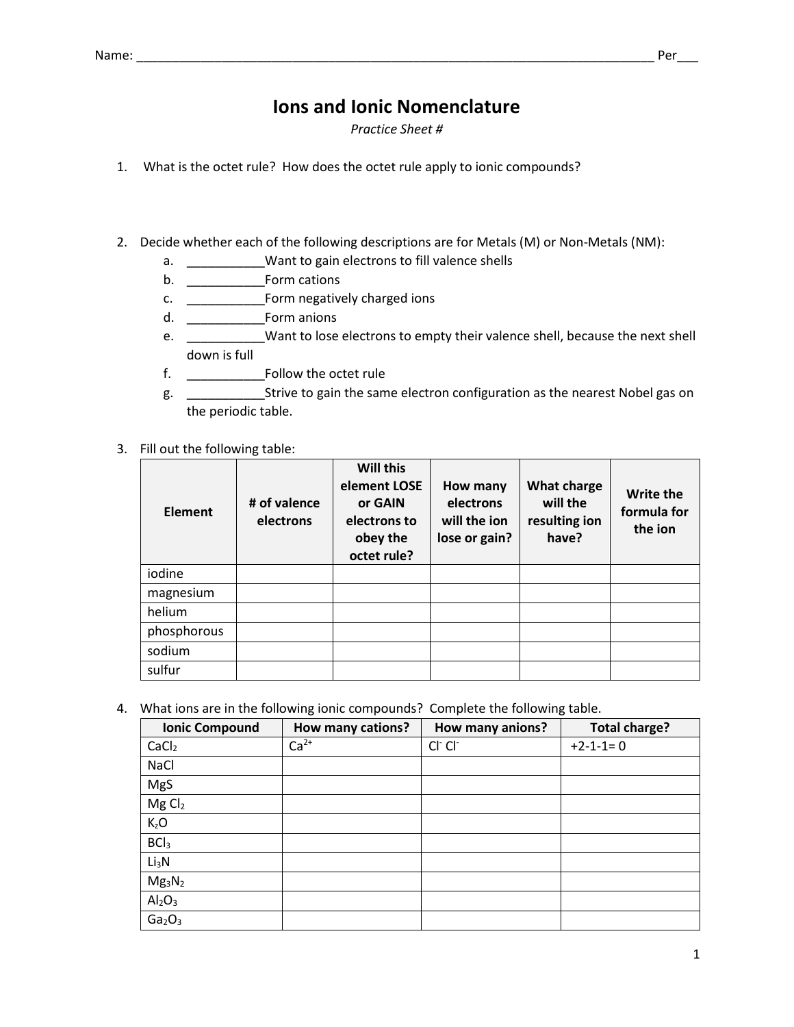Name: ___________________________________________________________________________ Per___

# Ions and Ionic Nomenclature

*Practice Sheet #*

1. What is the octet rule? How does the octet rule apply to ionic compounds?

2. Decide whether each of the following descriptions are for Metals (M) or Non-Metals (NM):
   a. ___________Want to gain electrons to fill valence shells
   b. ___________Form cations
   c. ___________Form negatively charged ions
   d. ___________Form anions
   e. ___________Want to lose electrons to empty their valence shell, because the next shell down is full
   f. ___________Follow the octet rule
   g. ___________Strive to gain the same electron configuration as the nearest Nobel gas on the periodic table.

3. Fill out the following table:

| Element | # of valence electrons | Will this element LOSE or GAIN electrons to obey the octet rule? | How many electrons will the ion lose or gain? | What charge will the resulting ion have? | Write the formula for the ion |
|---|---|---|---|---|---|
| iodine | | | | | |
| magnesium | | | | | |
| helium | | | | | |
| phosphorous | | | | | |
| sodium | | | | | |
| sulfur | | | | | |

4. What ions are in the following ionic compounds? Complete the following table.

| Ionic Compound | How many cations? | How many anions? | Total charge? |
|---|---|---|---|
| $CaCl_2$ | $Ca^{2+}$ | $Cl^-$ $Cl^-$ | +2-1-1= 0 |
| NaCl | | | |
| MgS | | | |
| Mg $Cl_2$ | | | |
| $K_2O$ | | | |
| $BCl_3$ | | | |
| $Li_3N$ | | | |
| $Mg_3N_2$ | | | |
| $Al_2O_3$ | | | |
| $Ga_2O_3$ | | | |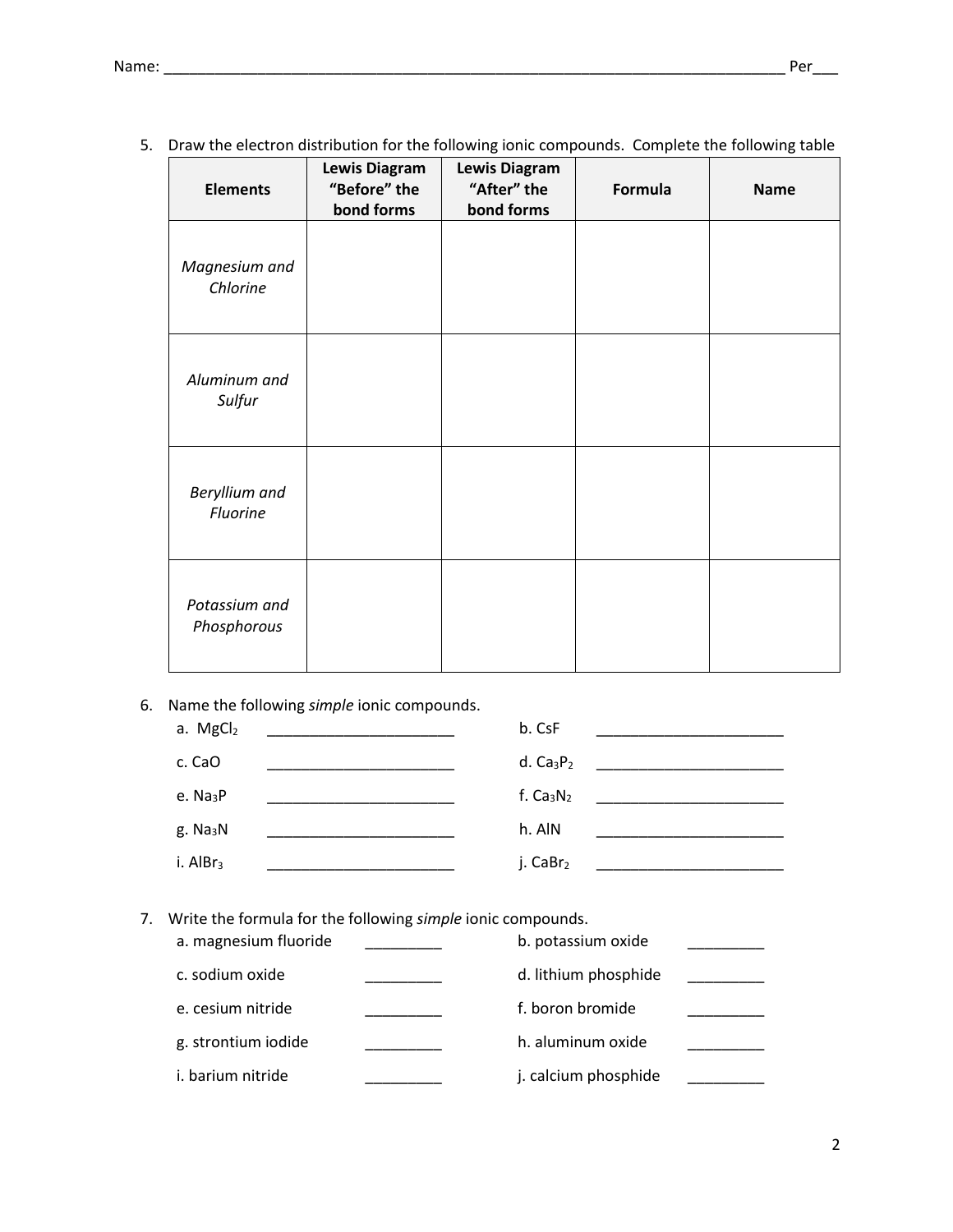Name: ______________________________________________________________________________ Per___

5. Draw the electron distribution for the following ionic compounds. Complete the following table

| Elements | Lewis Diagram "Before" the bond forms | Lewis Diagram "After" the bond forms | Formula | Name |
|---|---|---|---|---|
| *Magnesium and Chlorine* | | | | |
| *Aluminum and Sulfur* | | | | |
| *Beryllium and Fluorine* | | | | |
| *Potassium and Phosphorous* | | | | |

6. Name the following *simple* ionic compounds.

a. $MgCl_2$ _______________________ b. CsF _______________________

c. CaO _______________________ d. $Ca_3P_2$ _______________________

e. $Na_3P$ _______________________ f. $Ca_3N_2$ _______________________

g. $Na_3N$ _______________________ h. AlN _______________________

i. $AlBr_3$ _______________________ j. $CaBr_2$ _______________________

7. Write the formula for the following *simple* ionic compounds.

a. magnesium fluoride _________ b. potassium oxide _________

c. sodium oxide _________ d. lithium phosphide _________

e. cesium nitride _________ f. boron bromide _________

g. strontium iodide _________ h. aluminum oxide _________

i. barium nitride _________ j. calcium phosphide _________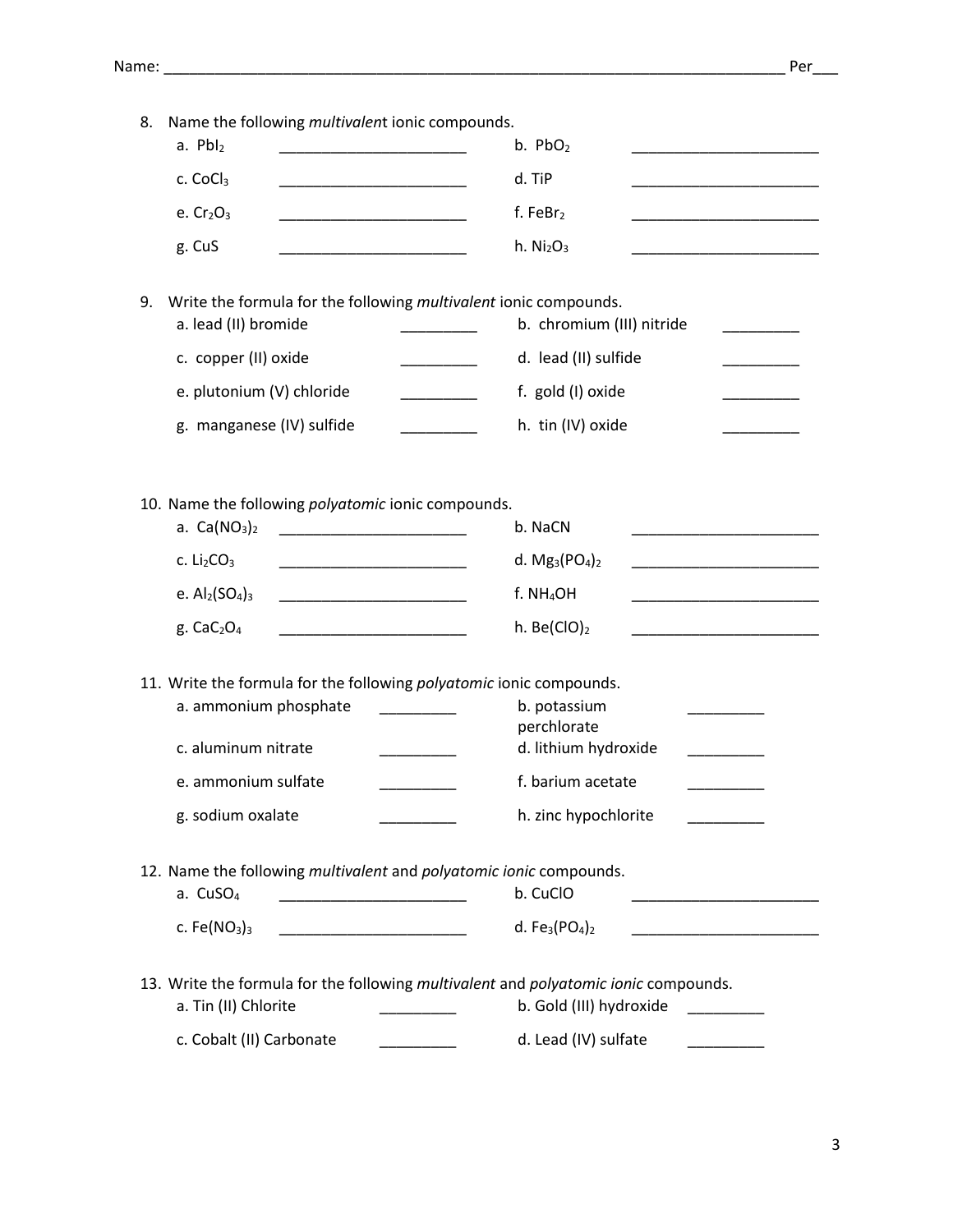Name: ______________________________________________________________________________ Per___

8. Name the following *multivalent* ionic compounds.
   - a. $PbI_2$ ______________________
   - b. $PbO_2$ ______________________
   - c. $CoCl_3$ ______________________
   - d. TiP ______________________
   - e. $Cr_2O_3$ ______________________
   - f. $FeBr_2$ ______________________
   - g. CuS ______________________
   - h. $Ni_2O_3$ ______________________

9. Write the formula for the following *multivalent* ionic compounds.
   - a. lead (II) bromide _________
   - b. chromium (III) nitride _________
   - c. copper (II) oxide _________
   - d. lead (II) sulfide _________
   - e. plutonium (V) chloride _________
   - f. gold (I) oxide _________
   - g. manganese (IV) sulfide _________
   - h. tin (IV) oxide _________

10. Name the following *polyatomic* ionic compounds.
    - a. $Ca(NO_3)_2$ ______________________
    - b. NaCN ______________________
    - c. $Li_2CO_3$ ______________________
    - d. $Mg_3(PO_4)_2$ ______________________
    - e. $Al_2(SO_4)_3$ ______________________
    - f. $NH_4OH$ ______________________
    - g. $CaC_2O_4$ ______________________
    - h. $Be(ClO)_2$ ______________________

11. Write the formula for the following *polyatomic* ionic compounds.
    - a. ammonium phosphate _________
    - b. potassium perchlorate _________
    - c. aluminum nitrate _________
    - d. lithium hydroxide _________
    - e. ammonium sulfate _________
    - f. barium acetate _________
    - g. sodium oxalate _________
    - h. zinc hypochlorite _________

12. Name the following *multivalent* and *polyatomic ionic* compounds.
    - a. $CuSO_4$ ______________________
    - b. CuClO ______________________
    - c. $Fe(NO_3)_3$ ______________________
    - d. $Fe_3(PO_4)_2$ ______________________

13. Write the formula for the following *multivalent* and *polyatomic ionic* compounds.
    - a. Tin (II) Chlorite _________
    - b. Gold (III) hydroxide _________
    - c. Cobalt (II) Carbonate _________
    - d. Lead (IV) sulfate _________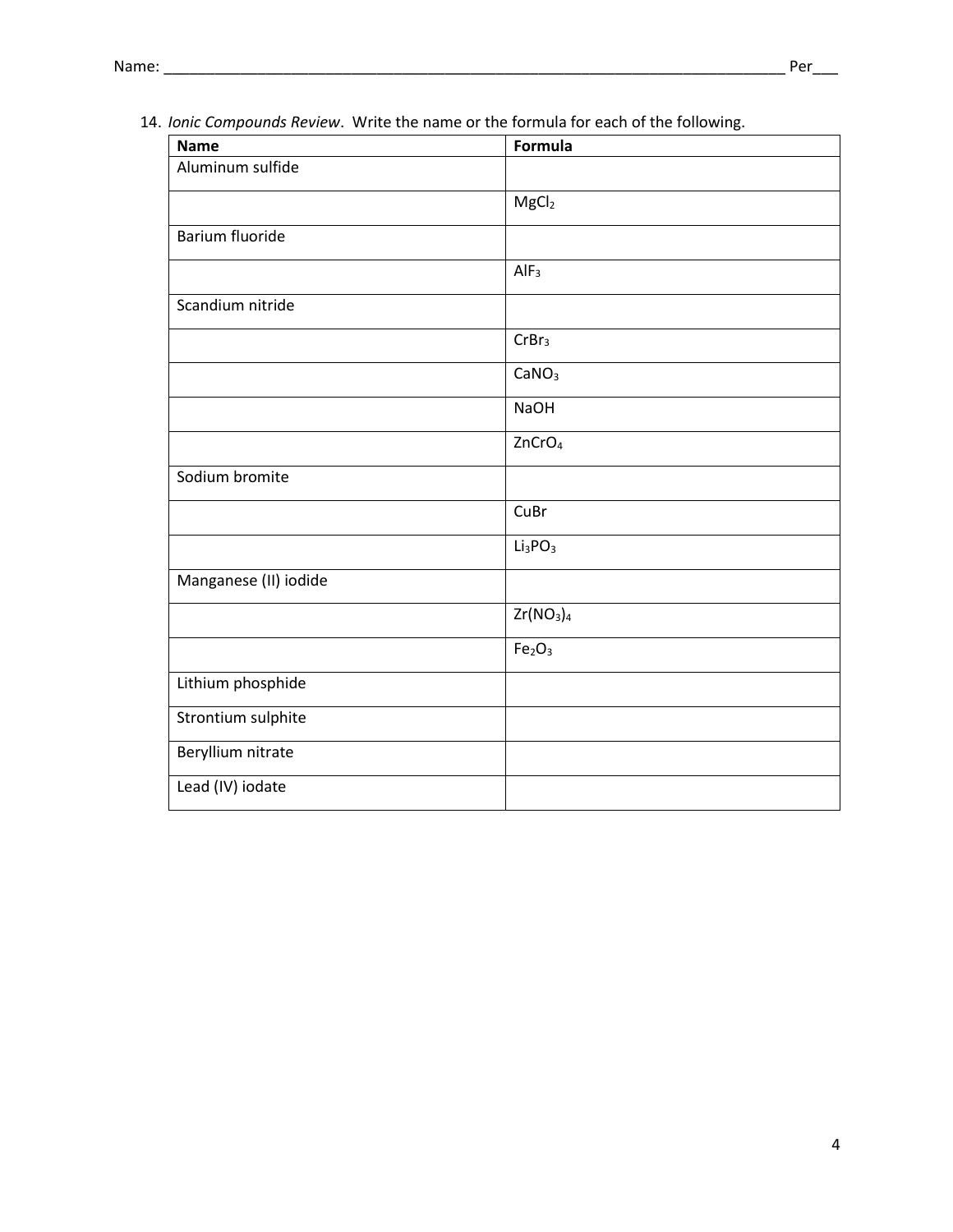Name: ___________________________________________________________________________ Per___

14. *Ionic Compounds Review*. Write the name or the formula for each of the following.

| **Name** | **Formula** |
| --- | --- |
| Aluminum sulfide | |
| | $MgCl_2$ |
| Barium fluoride | |
| | $AlF_3$ |
| Scandium nitride | |
| | $CrBr_3$ |
| | $CaNO_3$ |
| | $NaOH$ |
| | $ZnCrO_4$ |
| Sodium bromite | |
| | $CuBr$ |
| | $Li_3PO_3$ |
| Manganese (II) iodide | |
| | $Zr(NO_3)_4$ |
| | $Fe_2O_3$ |
| Lithium phosphide | |
| Strontium sulphite | |
| Beryllium nitrate | |
| Lead (IV) iodate | |